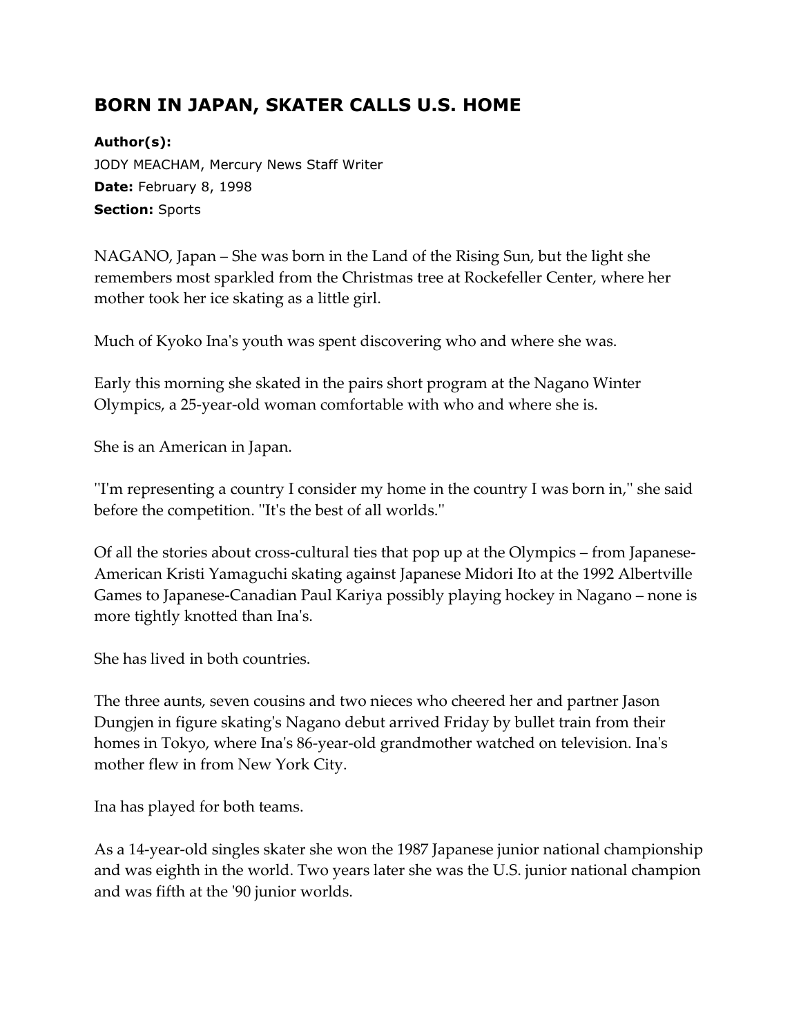# BORN IN JAPAN, SKATER CALLS U.S. HOME

**Author(s):**
JODY MEACHAM, Mercury News Staff Writer
**Date:** February 8, 1998
**Section:** Sports

NAGANO, Japan – She was born in the Land of the Rising Sun, but the light she remembers most sparkled from the Christmas tree at Rockefeller Center, where her mother took her ice skating as a little girl.

Much of Kyoko Ina's youth was spent discovering who and where she was.

Early this morning she skated in the pairs short program at the Nagano Winter Olympics, a 25-year-old woman comfortable with who and where she is.

She is an American in Japan.

''I'm representing a country I consider my home in the country I was born in,'' she said before the competition. ''It's the best of all worlds.''

Of all the stories about cross-cultural ties that pop up at the Olympics – from Japanese-American Kristi Yamaguchi skating against Japanese Midori Ito at the 1992 Albertville Games to Japanese-Canadian Paul Kariya possibly playing hockey in Nagano – none is more tightly knotted than Ina's.

She has lived in both countries.

The three aunts, seven cousins and two nieces who cheered her and partner Jason Dungjen in figure skating's Nagano debut arrived Friday by bullet train from their homes in Tokyo, where Ina's 86-year-old grandmother watched on television. Ina's mother flew in from New York City.

Ina has played for both teams.

As a 14-year-old singles skater she won the 1987 Japanese junior national championship and was eighth in the world. Two years later she was the U.S. junior national champion and was fifth at the '90 junior worlds.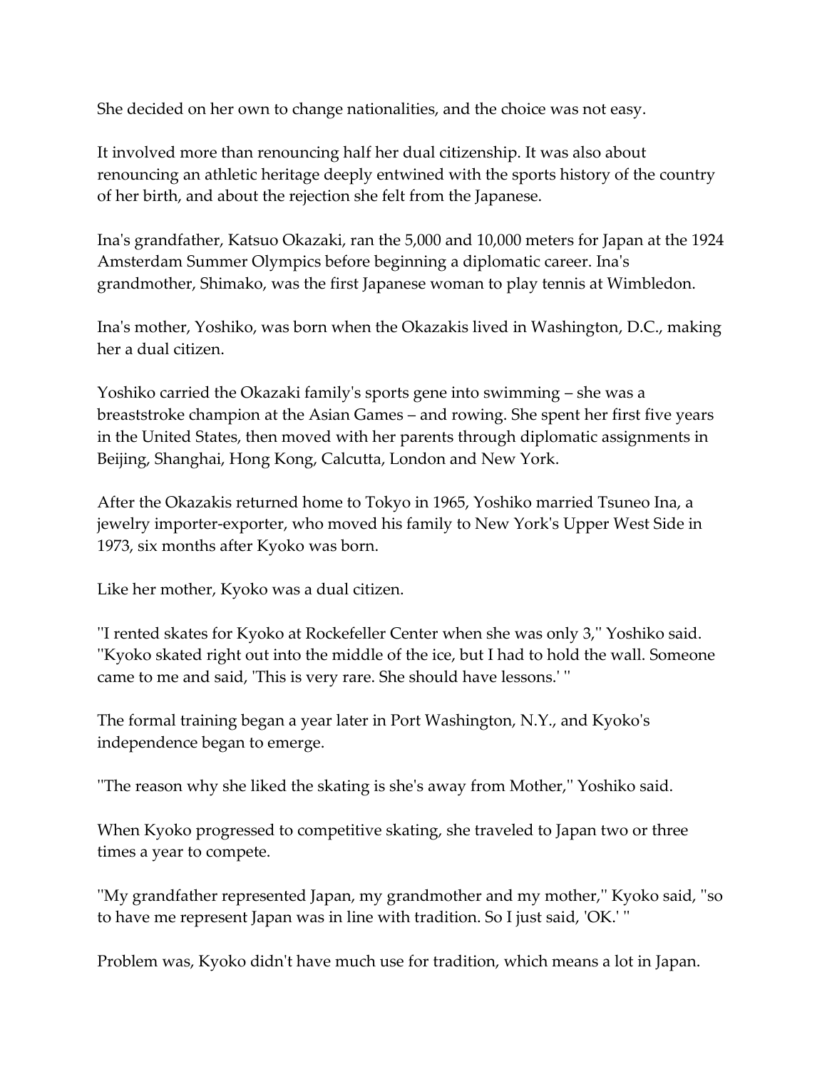She decided on her own to change nationalities, and the choice was not easy.

It involved more than renouncing half her dual citizenship. It was also about renouncing an athletic heritage deeply entwined with the sports history of the country of her birth, and about the rejection she felt from the Japanese.

Ina's grandfather, Katsuo Okazaki, ran the 5,000 and 10,000 meters for Japan at the 1924 Amsterdam Summer Olympics before beginning a diplomatic career. Ina's grandmother, Shimako, was the first Japanese woman to play tennis at Wimbledon.

Ina's mother, Yoshiko, was born when the Okazakis lived in Washington, D.C., making her a dual citizen.

Yoshiko carried the Okazaki family's sports gene into swimming – she was a breaststroke champion at the Asian Games – and rowing. She spent her first five years in the United States, then moved with her parents through diplomatic assignments in Beijing, Shanghai, Hong Kong, Calcutta, London and New York.

After the Okazakis returned home to Tokyo in 1965, Yoshiko married Tsuneo Ina, a jewelry importer-exporter, who moved his family to New York's Upper West Side in 1973, six months after Kyoko was born.

Like her mother, Kyoko was a dual citizen.

''I rented skates for Kyoko at Rockefeller Center when she was only 3,'' Yoshiko said. ''Kyoko skated right out into the middle of the ice, but I had to hold the wall. Someone came to me and said, 'This is very rare. She should have lessons.' ''

The formal training began a year later in Port Washington, N.Y., and Kyoko's independence began to emerge.

''The reason why she liked the skating is she's away from Mother,'' Yoshiko said.

When Kyoko progressed to competitive skating, she traveled to Japan two or three times a year to compete.

''My grandfather represented Japan, my grandmother and my mother,'' Kyoko said, ''so to have me represent Japan was in line with tradition. So I just said, 'OK.' ''

Problem was, Kyoko didn't have much use for tradition, which means a lot in Japan.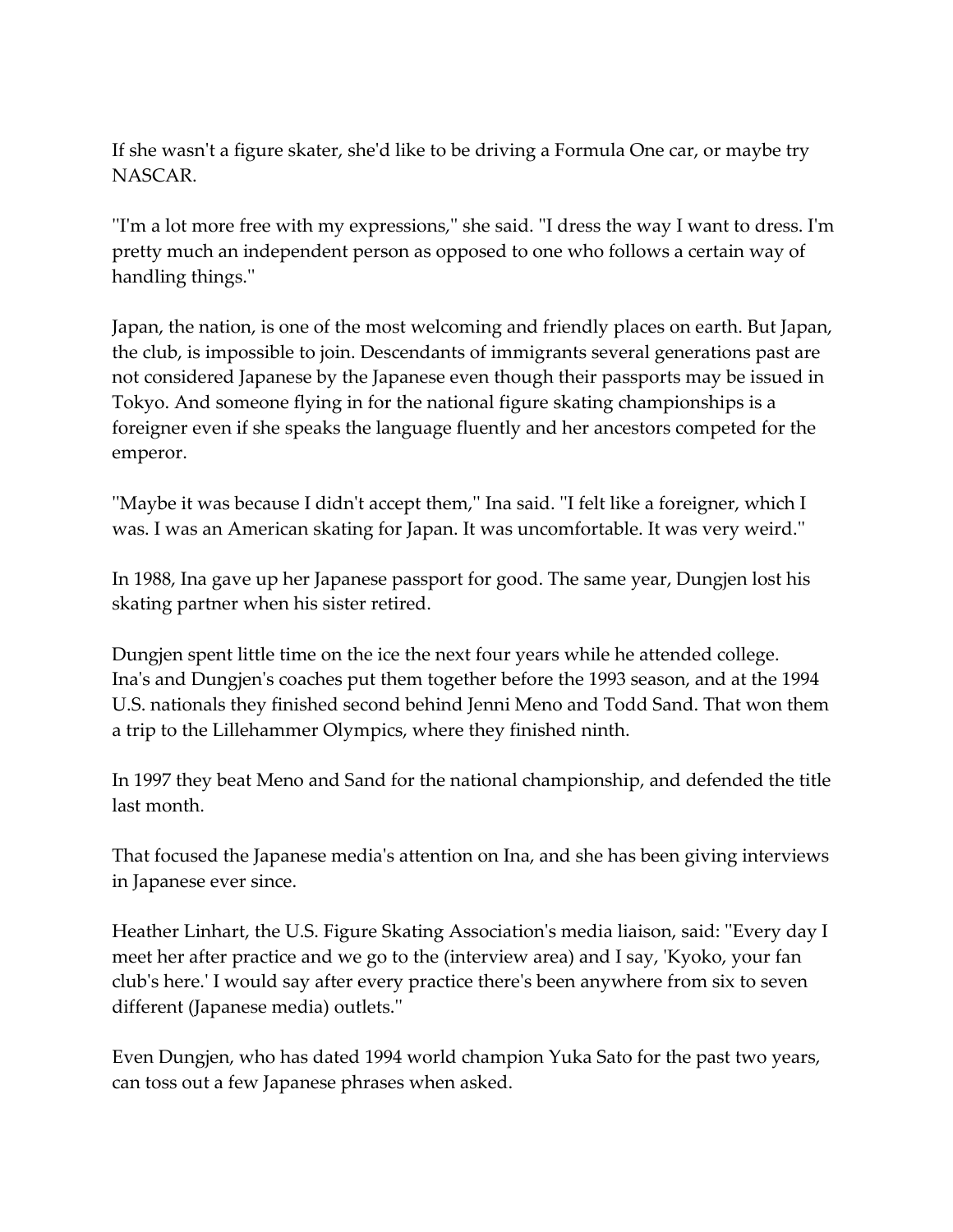If she wasn't a figure skater, she'd like to be driving a Formula One car, or maybe try NASCAR.

''I'm a lot more free with my expressions,'' she said. ''I dress the way I want to dress. I'm pretty much an independent person as opposed to one who follows a certain way of handling things.''

Japan, the nation, is one of the most welcoming and friendly places on earth. But Japan, the club, is impossible to join. Descendants of immigrants several generations past are not considered Japanese by the Japanese even though their passports may be issued in Tokyo. And someone flying in for the national figure skating championships is a foreigner even if she speaks the language fluently and her ancestors competed for the emperor.

''Maybe it was because I didn't accept them,'' Ina said. ''I felt like a foreigner, which I was. I was an American skating for Japan. It was uncomfortable. It was very weird.''

In 1988, Ina gave up her Japanese passport for good. The same year, Dungjen lost his skating partner when his sister retired.

Dungjen spent little time on the ice the next four years while he attended college. Ina's and Dungjen's coaches put them together before the 1993 season, and at the 1994 U.S. nationals they finished second behind Jenni Meno and Todd Sand. That won them a trip to the Lillehammer Olympics, where they finished ninth.

In 1997 they beat Meno and Sand for the national championship, and defended the title last month.

That focused the Japanese media's attention on Ina, and she has been giving interviews in Japanese ever since.

Heather Linhart, the U.S. Figure Skating Association's media liaison, said: ''Every day I meet her after practice and we go to the (interview area) and I say, 'Kyoko, your fan club's here.' I would say after every practice there's been anywhere from six to seven different (Japanese media) outlets.''

Even Dungjen, who has dated 1994 world champion Yuka Sato for the past two years, can toss out a few Japanese phrases when asked.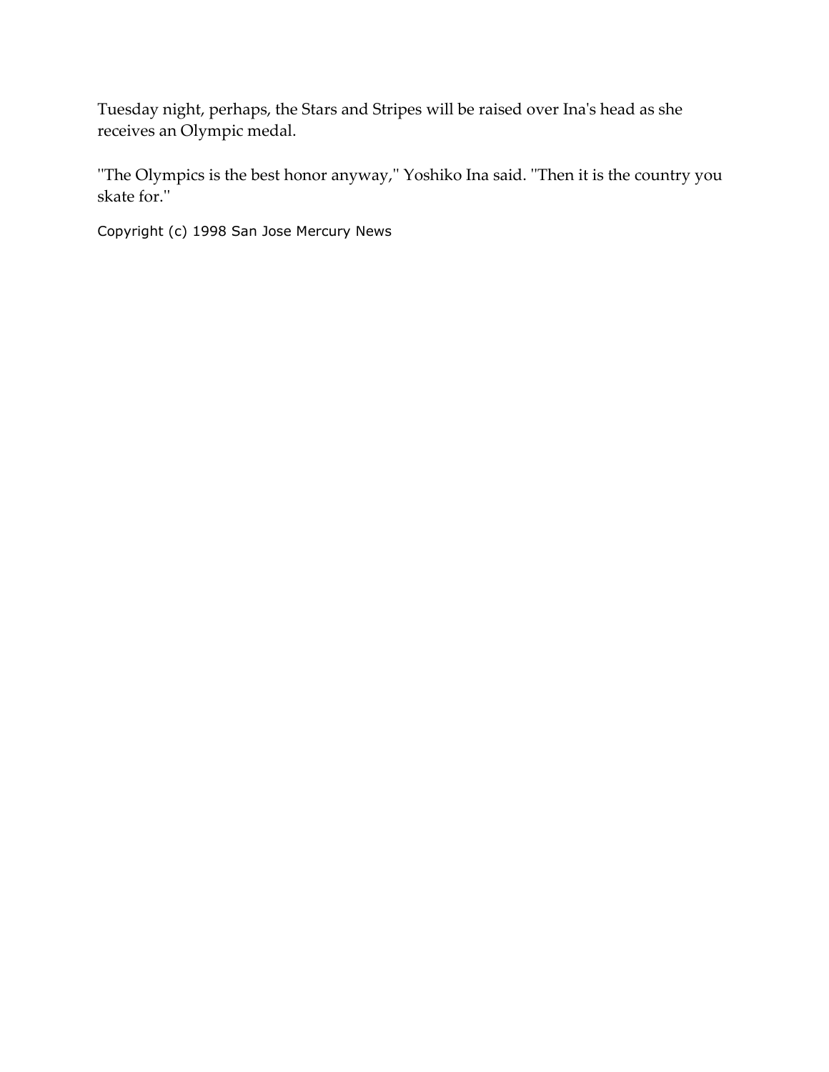Tuesday night, perhaps, the Stars and Stripes will be raised over Ina's head as she receives an Olympic medal.

''The Olympics is the best honor anyway,'' Yoshiko Ina said. ''Then it is the country you skate for.''

Copyright (c) 1998 San Jose Mercury News